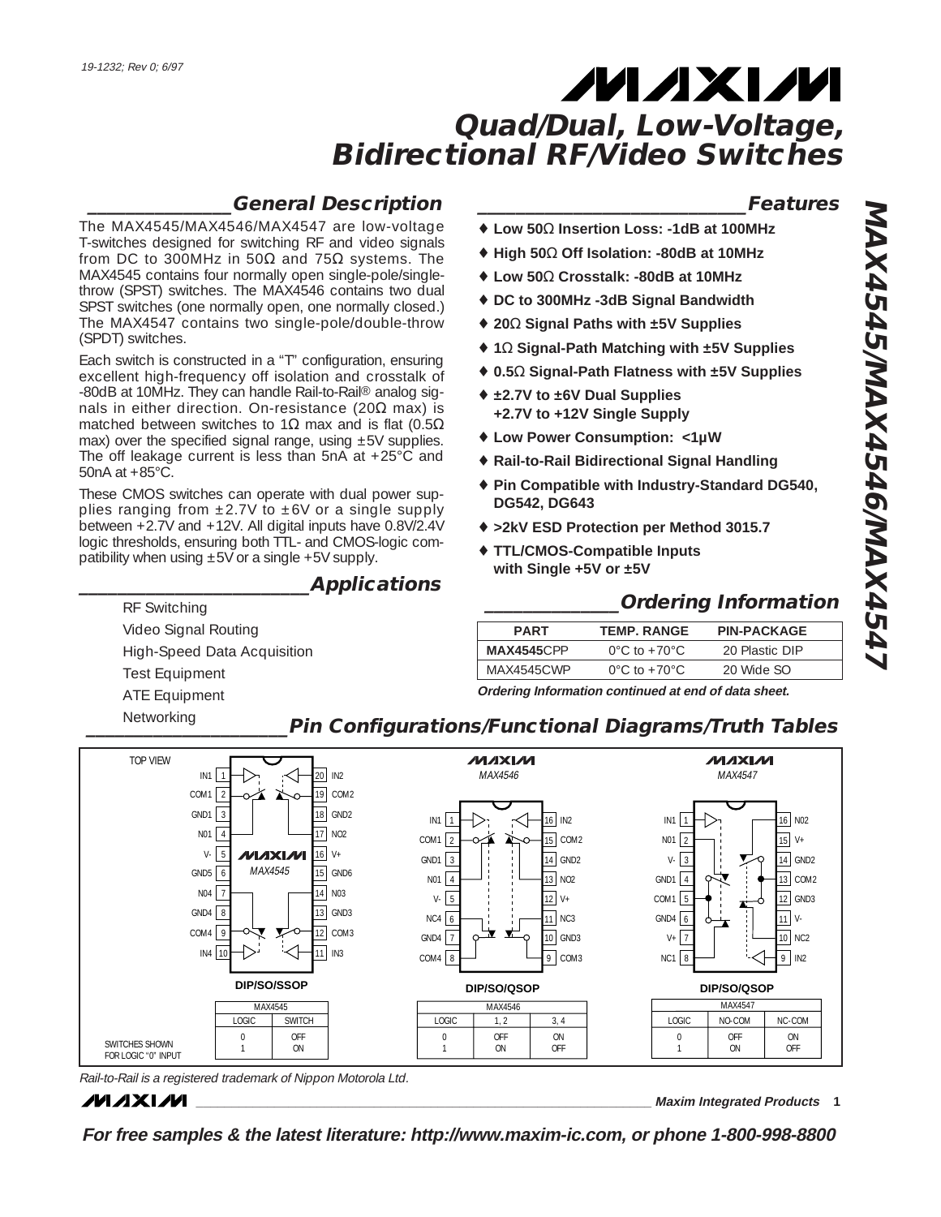19-1232; Rev 0; 6/97

# Quad/Dual, Low-Voltage, Bidirectional RF/Video Switches

## General Description

The MAX4545/MAX4546/MAX4547 are low-voltage T-switches designed for switching RF and video signals from DC to 300MHz in 50Ω and 75Ω systems. The MAX4545 contains four normally open single-pole/single-throw (SPST) switches. The MAX4546 contains two dual SPST switches (one normally open, one normally closed.) The MAX4547 contains two single-pole/double-throw (SPDT) switches.

Each switch is constructed in a "T" configuration, ensuring excellent high-frequency off isolation and crosstalk of -80dB at 10MHz. They can handle Rail-to-Rail® analog signals in either direction. On-resistance (20Ω max) is matched between switches to 1Ω max and is flat (0.5Ω max) over the specified signal range, using ±5V supplies. The off leakage current is less than 5nA at +25°C and 50nA at +85°C.

These CMOS switches can operate with dual power supplies ranging from ±2.7V to ±6V or a single supply between +2.7V and +12V. All digital inputs have 0.8V/2.4V logic thresholds, ensuring both TTL- and CMOS-logic compatibility when using ±5V or a single +5V supply.

## Applications

- RF Switching
- Video Signal Routing
- High-Speed Data Acquisition
- Test Equipment
- ATE Equipment
- Networking

## Features

- ♦ **Low 50Ω Insertion Loss: -1dB at 100MHz**
- ♦ **High 50Ω Off Isolation: -80dB at 10MHz**
- ♦ **Low 50Ω Crosstalk: -80dB at 10MHz**
- ♦ **DC to 300MHz -3dB Signal Bandwidth**
- ♦ **20Ω Signal Paths with ±5V Supplies**
- ♦ **1Ω Signal-Path Matching with ±5V Supplies**
- ♦ **0.5Ω Signal-Path Flatness with ±5V Supplies**
- ♦ **±2.7V to ±6V Dual Supplies  
  +2.7V to +12V Single Supply**
- ♦ **Low Power Consumption: <1µW**
- ♦ **Rail-to-Rail Bidirectional Signal Handling**
- ♦ **Pin Compatible with Industry-Standard DG540, DG542, DG643**
- ♦ **>2kV ESD Protection per Method 3015.7**
- ♦ **TTL/CMOS-Compatible Inputs with Single +5V or ±5V**

## Ordering Information

| PART | TEMP. RANGE | PIN-PACKAGE |
|---|---|---|
| **MAX4545**CPP | 0°C to +70°C | 20 Plastic DIP |
| MAX4545CWP | 0°C to +70°C | 20 Wide SO |

***Ordering Information continued at end of data sheet.***

## Pin Configurations/Functional Diagrams/Truth Tables

TOP VIEW

**MAX4545** — DIP/SO/SSOP

| Pin | Name | Pin | Name |
|---|---|---|---|
| 1 | IN1 | 20 | IN2 |
| 2 | COM1 | 19 | COM2 |
| 3 | GND1 | 18 | GND2 |
| 4 | NO1 | 17 | NO2 |
| 5 | V- | 16 | V+ |
| 6 | GND5 | 15 | GND6 |
| 7 | NO4 | 14 | NO3 |
| 8 | GND4 | 13 | GND3 |
| 9 | COM4 | 12 | COM3 |
| 10 | IN4 | 11 | IN3 |

| LOGIC | SWITCH |
|---|---|
| 0 | OFF |
| 1 | ON |

SWITCHES SHOWN FOR LOGIC "0" INPUT

**MAX4546** — DIP/SO/QSOP

| Pin | Name | Pin | Name |
|---|---|---|---|
| 1 | IN1 | 16 | IN2 |
| 2 | COM1 | 15 | COM2 |
| 3 | GND1 | 14 | GND2 |
| 4 | NO1 | 13 | NO2 |
| 5 | V- | 12 | V+ |
| 6 | NC4 | 11 | NC3 |
| 7 | GND4 | 10 | GND3 |
| 8 | COM4 | 9 | COM3 |

| LOGIC | 1, 2 | 3, 4 |
|---|---|---|
| 0 | OFF | ON |
| 1 | ON | OFF |

**MAX4547** — DIP/SO/QSOP

| Pin | Name | Pin | Name |
|---|---|---|---|
| 1 | IN1 | 16 | NO2 |
| 2 | NO1 | 15 | V+ |
| 3 | V- | 14 | GND2 |
| 4 | GND1 | 13 | COM2 |
| 5 | COM1 | 12 | GND3 |
| 6 | GND4 | 11 | V- |
| 7 | V+ | 10 | NC2 |
| 8 | NC1 | 9 | IN2 |

| LOGIC | NO-COM | NC-COM |
|---|---|---|
| 0 | OFF | ON |
| 1 | ON | OFF |

*Rail-to-Rail is a registered trademark of Nippon Motorola Ltd.*

**For free samples & the latest literature: http://www.maxim-ic.com, or phone 1-800-998-8800**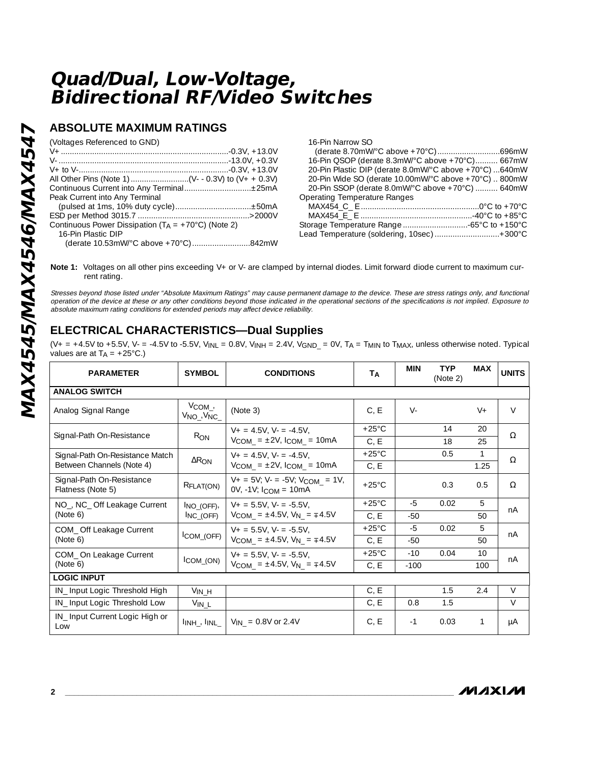# Quad/Dual, Low-Voltage, Bidirectional RF/Video Switches

## ABSOLUTE MAXIMUM RATINGS

(Voltages Referenced to GND)
V+ ..........................................................................-0.3V, +13.0V
V- ...........................................................................-13.0V, +0.3V
V+ to V-..................................................................-0.3V, +13.0V
All Other Pins (Note 1)..........................(V- - 0.3V) to (V+ + 0.3V)
Continuous Current into Any Terminal..............................±25mA
Peak Current into Any Terminal
(pulsed at 1ms, 10% duty cycle).................................±50mA
ESD per Method 3015.7 .................................................>2000V
Continuous Power Dissipation ($T_A$ = +70°C) (Note 2)
16-Pin Plastic DIP
(derate 10.53mW/°C above +70°C)..........................842mW
16-Pin Narrow SO
(derate 8.70mW/°C above +70°C)............................696mW
16-Pin QSOP (derate 8.3mW/°C above +70°C).......... 667mW
20-Pin Plastic DIP (derate 8.0mW/°C above +70°C) ...640mW
20-Pin Wide SO (derate 10.00mW/°C above +70°C) .. 800mW
20-Pin SSOP (derate 8.0mW/°C above +70°C) .......... 640mW
Operating Temperature Ranges
MAX454_C_ E....................................................0°C to +70°C
MAX454_E_ E .................................................-40°C to +85°C
Storage Temperature Range.............................-65°C to +150°C
Lead Temperature (soldering, 10sec).............................+300°C

**Note 1:** Voltages on all other pins exceeding V+ or V- are clamped by internal diodes. Limit forward diode current to maximum current rating.

*Stresses beyond those listed under "Absolute Maximum Ratings" may cause permanent damage to the device. These are stress ratings only, and functional operation of the device at these or any other conditions beyond those indicated in the operational sections of the specifications is not implied. Exposure to absolute maximum rating conditions for extended periods may affect device reliability.*

## ELECTRICAL CHARACTERISTICS—Dual Supplies

(V+ = +4.5V to +5.5V, V- = -4.5V to -5.5V, $V_{INL}$ = 0.8V, $V_{INH}$ = 2.4V, $V_{GND\_}$ = 0V, $T_A$ = $T_{MIN}$ to $T_{MAX}$, unless otherwise noted. Typical values are at $T_A$ = +25°C.)

| PARAMETER | SYMBOL | CONDITIONS | $T_A$ | MIN | TYP (Note 2) | MAX | UNITS |
|---|---|---|---|---|---|---|---|
| **ANALOG SWITCH** | | | | | | | |
| Analog Signal Range | $V_{COM\_}$, $V_{NO\_}$, $V_{NC\_}$ | (Note 3) | C, E | V- | | V+ | V |
| Signal-Path On-Resistance | $R_{ON}$ | V+ = 4.5V, V- = -4.5V, $V_{COM\_}$ = ±2V, $I_{COM\_}$ = 10mA | +25°C | | 14 | 20 | Ω |
| | | | C, E | | 18 | 25 | |
| Signal-Path On-Resistance Match Between Channels (Note 4) | $\Delta R_{ON}$ | V+ = 4.5V, V- = -4.5V, $V_{COM\_}$ = ±2V, $I_{COM\_}$ = 10mA | +25°C | | 0.5 | 1 | Ω |
| | | | C, E | | | 1.25 | |
| Signal-Path On-Resistance Flatness (Note 5) | $R_{FLAT(ON)}$ | V+ = 5V; V- = -5V; $V_{COM\_}$ = 1V, 0V, -1V; $I_{COM}$ = 10mA | +25°C | | 0.3 | 0.5 | Ω |
| NO_, NC_ Off Leakage Current (Note 6) | $I_{NO\_(OFF)}$, $I_{NC\_(OFF)}$ | V+ = 5.5V, V- = -5.5V, $V_{COM\_}$ = ±4.5V, $V_{N\_}$ = ∓4.5V | +25°C | -5 | 0.02 | 5 | nA |
| | | | C, E | -50 | | 50 | |
| COM_ Off Leakage Current (Note 6) | $I_{COM\_(OFF)}$ | V+ = 5.5V, V- = -5.5V, $V_{COM\_}$ = ±4.5V, $V_{N\_}$ = ∓4.5V | +25°C | -5 | 0.02 | 5 | nA |
| | | | C, E | -50 | | 50 | |
| COM_ On Leakage Current (Note 6) | $I_{COM\_(ON)}$ | V+ = 5.5V, V- = -5.5V, $V_{COM\_}$ = ±4.5V, $V_{N\_}$ = ∓4.5V | +25°C | -10 | 0.04 | 10 | nA |
| | | | C, E | -100 | | 100 | |
| **LOGIC INPUT** | | | | | | | |
| IN_ Input Logic Threshold High | $V_{IN\_H}$ | | C, E | | 1.5 | 2.4 | V |
| IN_ Input Logic Threshold Low | $V_{IN\_L}$ | | C, E | 0.8 | 1.5 | | V |
| IN_ Input Current Logic High or Low | $I_{INH\_}$, $I_{INL\_}$ | $V_{IN\_}$ = 0.8V or 2.4V | C, E | -1 | 0.03 | 1 | µA |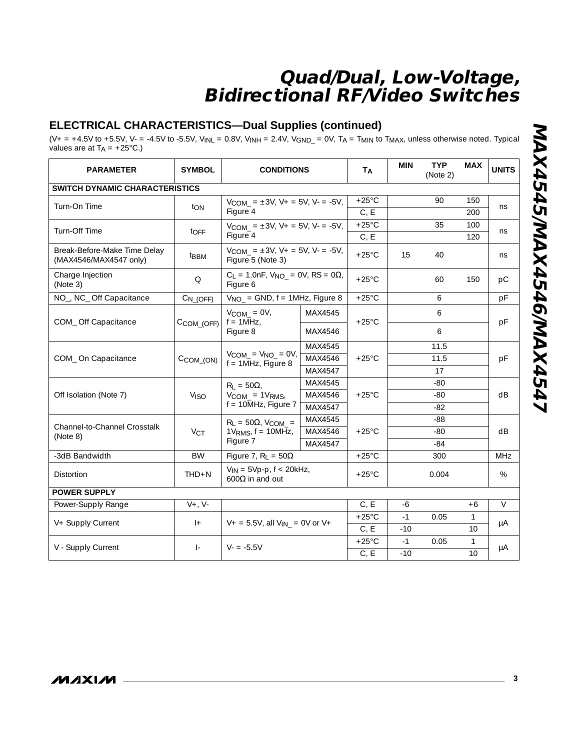## ELECTRICAL CHARACTERISTICS—Dual Supplies (continued)

($V+ = +4.5V$ to $+5.5V$, $V- = -4.5V$ to $-5.5V$, $V_{INL} = 0.8V$, $V_{INH} = 2.4V$, $V_{GND\_} = 0V$, $T_A = T_{MIN}$ to $T_{MAX}$, unless otherwise noted. Typical values are at $T_A = +25°C$.)

| PARAMETER | SYMBOL | CONDITIONS | | $T_A$ | MIN | TYP (Note 2) | MAX | UNITS |
|---|---|---|---|---|---|---|---|---|
| **SWITCH DYNAMIC CHARACTERISTICS** | | | | | | | | |
| Turn-On Time | $t_{ON}$ | $V_{COM\_} = \pm 3V$, $V+ = 5V$, $V- = -5V$, Figure 4 | | +25°C | | 90 | 150 | ns |
| | | | | C, E | | | 200 | |
| Turn-Off Time | $t_{OFF}$ | $V_{COM\_} = \pm 3V$, $V+ = 5V$, $V- = -5V$, Figure 4 | | +25°C | | 35 | 100 | ns |
| | | | | C, E | | | 120 | |
| Break-Before-Make Time Delay (MAX4546/MAX4547 only) | $t_{BBM}$ | $V_{COM\_} = \pm 3V$, $V+ = 5V$, $V- = -5V$, Figure 5 (Note 3) | | +25°C | 15 | 40 | | ns |
| Charge Injection (Note 3) | Q | $C_L = 1.0nF$, $V_{NO\_} = 0V$, $RS = 0\Omega$, Figure 6 | | +25°C | | 60 | 150 | pC |
| NO_, NC_ Off Capacitance | $C_{N\_(OFF)}$ | $V_{NO\_} = GND$, f = 1MHz, Figure 8 | | +25°C | | 6 | | pF |
| COM_ Off Capacitance | $C_{COM\_(OFF)}$ | $V_{COM\_} = 0V$, f = 1MHz, Figure 8 | MAX4545 | +25°C | | 6 | | pF |
| | | | MAX4546 | | | 6 | | |
| COM_ On Capacitance | $C_{COM\_(ON)}$ | $V_{COM\_} = V_{NO\_} = 0V$, f = 1MHz, Figure 8 | MAX4545 | +25°C | | 11.5 | | pF |
| | | | MAX4546 | | | 11.5 | | |
| | | | MAX4547 | | | 17 | | |
| Off Isolation (Note 7) | $V_{ISO}$ | $R_L = 50\Omega$, $V_{COM\_} = 1V_{RMS}$, f = 10MHz, Figure 7 | MAX4545 | +25°C | | -80 | | dB |
| | | | MAX4546 | | | -80 | | |
| | | | MAX4547 | | | -82 | | |
| Channel-to-Channel Crosstalk (Note 8) | $V_{CT}$ | $R_L = 50\Omega$, $V_{COM\_} = 1V_{RMS}$, f = 10MHz, Figure 7 | MAX4545 | +25°C | | -88 | | dB |
| | | | MAX4546 | | | -80 | | |
| | | | MAX4547 | | | -84 | | |
| -3dB Bandwidth | BW | Figure 7, $R_L = 50\Omega$ | | +25°C | | 300 | | MHz |
| Distortion | THD+N | $V_{IN} = 5Vp\text{-}p$, f < 20kHz, 600Ω in and out | | +25°C | | 0.004 | | % |
| **POWER SUPPLY** | | | | | | | | |
| Power-Supply Range | V+, V- | | | C, E | -6 | | +6 | V |
| V+ Supply Current | I+ | $V+ = 5.5V$, all $V_{IN\_} = 0V$ or V+ | | +25°C | -1 | 0.05 | 1 | µA |
| | | | | C, E | -10 | | 10 | |
| V - Supply Current | I- | $V- = -5.5V$ | | +25°C | -1 | 0.05 | 1 | µA |
| | | | | C, E | -10 | | 10 | |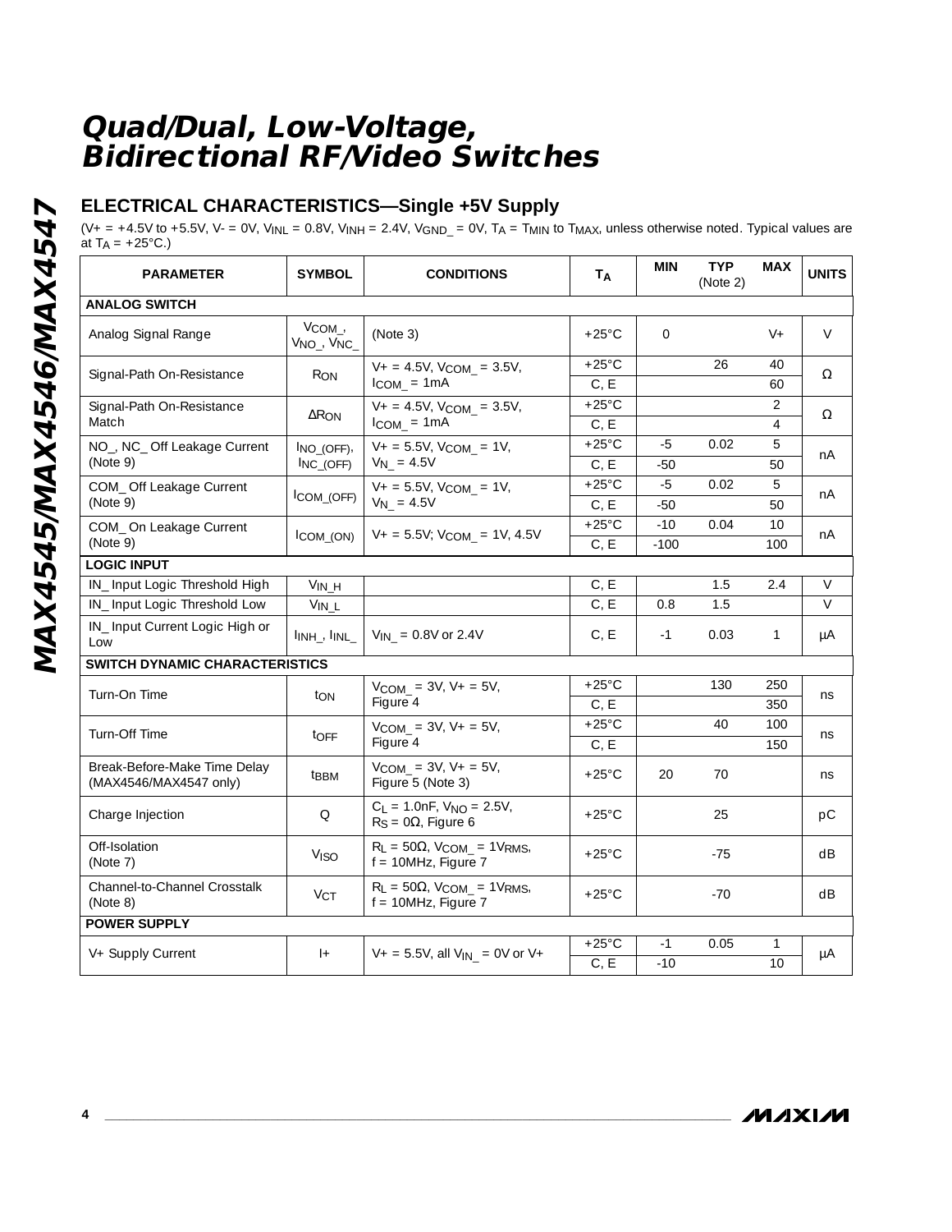## ELECTRICAL CHARACTERISTICS—Single +5V Supply

($V+$ = +4.5V to +5.5V, $V-$ = 0V, $V_{INL}$ = 0.8V, $V_{INH}$ = 2.4V, $V_{GND\_}$ = 0V, $T_A$ = $T_{MIN}$ to $T_{MAX}$, unless otherwise noted. Typical values are at $T_A$ = +25°C.)

| PARAMETER | SYMBOL | CONDITIONS | $T_A$ | MIN | TYP (Note 2) | MAX | UNITS |
|---|---|---|---|---|---|---|---|
| **ANALOG SWITCH** | | | | | | | |
| Analog Signal Range | $V_{COM\_}$, $V_{NO\_}$, $V_{NC\_}$ | (Note 3) | +25°C | 0 | | V+ | V |
| Signal-Path On-Resistance | $R_{ON}$ | V+ = 4.5V, $V_{COM\_}$ = 3.5V, $I_{COM\_}$ = 1mA | +25°C | | 26 | 40 | Ω |
| | | | C, E | | | 60 | |
| Signal-Path On-Resistance Match | $\Delta R_{ON}$ | V+ = 4.5V, $V_{COM\_}$ = 3.5V, $I_{COM\_}$ = 1mA | +25°C | | | 2 | Ω |
| | | | C, E | | | 4 | |
| NO_, NC_ Off Leakage Current (Note 9) | $I_{NO\_(OFF)}$, $I_{NC\_(OFF)}$ | V+ = 5.5V, $V_{COM\_}$ = 1V, $V_{N\_}$ = 4.5V | +25°C | -5 | 0.02 | 5 | nA |
| | | | C, E | -50 | | 50 | |
| COM_ Off Leakage Current (Note 9) | $I_{COM\_(OFF)}$ | V+ = 5.5V, $V_{COM\_}$ = 1V, $V_{N\_}$ = 4.5V | +25°C | -5 | 0.02 | 5 | nA |
| | | | C, E | -50 | | 50 | |
| COM_ On Leakage Current (Note 9) | $I_{COM\_(ON)}$ | V+ = 5.5V; $V_{COM\_}$ = 1V, 4.5V | +25°C | -10 | 0.04 | 10 | nA |
| | | | C, E | -100 | | 100 | |
| **LOGIC INPUT** | | | | | | | |
| IN_ Input Logic Threshold High | $V_{IN\_H}$ | | C, E | | 1.5 | 2.4 | V |
| IN_ Input Logic Threshold Low | $V_{IN\_L}$ | | C, E | 0.8 | 1.5 | | V |
| IN_ Input Current Logic High or Low | $I_{INH\_}$, $I_{INL\_}$ | $V_{IN\_}$ = 0.8V or 2.4V | C, E | -1 | 0.03 | 1 | µA |
| **SWITCH DYNAMIC CHARACTERISTICS** | | | | | | | |
| Turn-On Time | $t_{ON}$ | $V_{COM\_}$ = 3V, V+ = 5V, Figure 4 | +25°C | | 130 | 250 | ns |
| | | | C, E | | | 350 | |
| Turn-Off Time | $t_{OFF}$ | $V_{COM\_}$ = 3V, V+ = 5V, Figure 4 | +25°C | | 40 | 100 | ns |
| | | | C, E | | | 150 | |
| Break-Before-Make Time Delay (MAX4546/MAX4547 only) | $t_{BBM}$ | $V_{COM\_}$ = 3V, V+ = 5V, Figure 5 (Note 3) | +25°C | 20 | 70 | | ns |
| Charge Injection | Q | $C_L$ = 1.0nF, $V_{NO}$ = 2.5V, $R_S$ = 0Ω, Figure 6 | +25°C | | 25 | | pC |
| Off-Isolation (Note 7) | $V_{ISO}$ | $R_L$ = 50Ω, $V_{COM\_}$ = $1V_{RMS}$, f = 10MHz, Figure 7 | +25°C | | -75 | | dB |
| Channel-to-Channel Crosstalk (Note 8) | $V_{CT}$ | $R_L$ = 50Ω, $V_{COM\_}$ = $1V_{RMS}$, f = 10MHz, Figure 7 | +25°C | | -70 | | dB |
| **POWER SUPPLY** | | | | | | | |
| V+ Supply Current | I+ | V+ = 5.5V, all $V_{IN\_}$ = 0V or V+ | +25°C | -1 | 0.05 | 1 | µA |
| | | | C, E | -10 | | 10 | |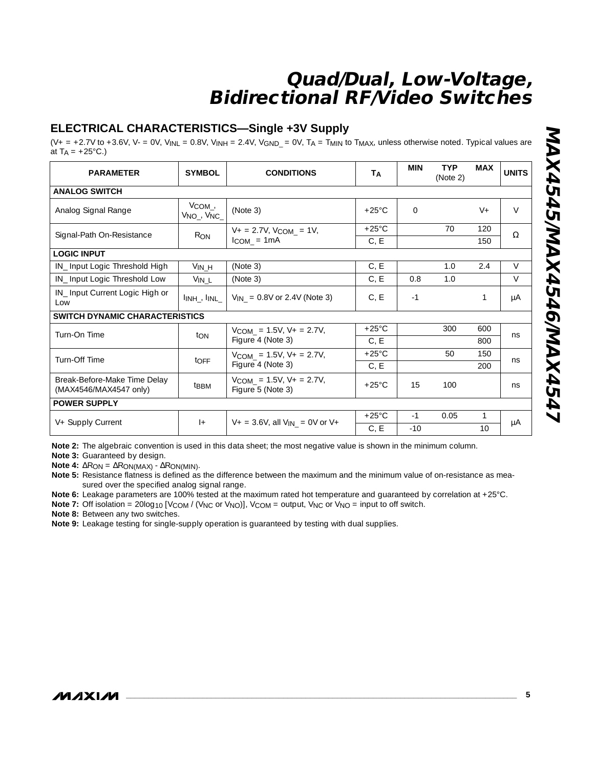## ELECTRICAL CHARACTERISTICS—Single +3V Supply

($V+ = +2.7V$ to $+3.6V$, $V- = 0V$, $V_{INL} = 0.8V$, $V_{INH} = 2.4V$, $V_{GND\_} = 0V$, $T_A = T_{MIN}$ to $T_{MAX}$, unless otherwise noted. Typical values are at $T_A = +25°C$.)

| PARAMETER | SYMBOL | CONDITIONS | $T_A$ | MIN | TYP (Note 2) | MAX | UNITS |
|---|---|---|---|---|---|---|---|
| **ANALOG SWITCH** | | | | | | | |
| Analog Signal Range | $V_{COM\_}$, $V_{NO\_}$, $V_{NC\_}$ | (Note 3) | +25°C | 0 | | V+ | V |
| Signal-Path On-Resistance | $R_{ON}$ | $V+ = 2.7V$, $V_{COM\_} = 1V$, $I_{COM\_} = 1mA$ | +25°C | | 70 | 120 | Ω |
| | | | C, E | | | 150 | |
| **LOGIC INPUT** | | | | | | | |
| IN_ Input Logic Threshold High | $V_{IN\_H}$ | (Note 3) | C, E | | 1.0 | 2.4 | V |
| IN_ Input Logic Threshold Low | $V_{IN\_L}$ | (Note 3) | C, E | 0.8 | 1.0 | | V |
| IN_ Input Current Logic High or Low | $I_{INH\_}$, $I_{INL\_}$ | $V_{IN\_} = 0.8V$ or $2.4V$ (Note 3) | C, E | -1 | | 1 | µA |
| **SWITCH DYNAMIC CHARACTERISTICS** | | | | | | | |
| Turn-On Time | $t_{ON}$ | $V_{COM\_} = 1.5V$, $V+ = 2.7V$, Figure 4 (Note 3) | +25°C | | 300 | 600 | ns |
| | | | C, E | | | 800 | |
| Turn-Off Time | $t_{OFF}$ | $V_{COM\_} = 1.5V$, $V+ = 2.7V$, Figure 4 (Note 3) | +25°C | | 50 | 150 | ns |
| | | | C, E | | | 200 | |
| Break-Before-Make Time Delay (MAX4546/MAX4547 only) | $t_{BBM}$ | $V_{COM\_} = 1.5V$, $V+ = 2.7V$, Figure 5 (Note 3) | +25°C | 15 | 100 | | ns |
| **POWER SUPPLY** | | | | | | | |
| V+ Supply Current | I+ | $V+ = 3.6V$, all $V_{IN\_} = 0V$ or V+ | +25°C | -1 | 0.05 | 1 | µA |
| | | | C, E | -10 | | 10 | |

**Note 2:** The algebraic convention is used in this data sheet; the most negative value is shown in the minimum column.

**Note 3:** Guaranteed by design.

**Note 4:** $\Delta R_{ON} = \Delta R_{ON(MAX)} - \Delta R_{ON(MIN)}$.

**Note 5:** Resistance flatness is defined as the difference between the maximum and the minimum value of on-resistance as measured over the specified analog signal range.

**Note 6:** Leakage parameters are 100% tested at the maximum rated hot temperature and guaranteed by correlation at +25°C.

**Note 7:** Off isolation = $20\log_{10} [V_{COM} / (V_{NC} \text{ or } V_{NO})]$, $V_{COM}$ = output, $V_{NC}$ or $V_{NO}$ = input to off switch.

**Note 8:** Between any two switches.

**Note 9:** Leakage testing for single-supply operation is guaranteed by testing with dual supplies.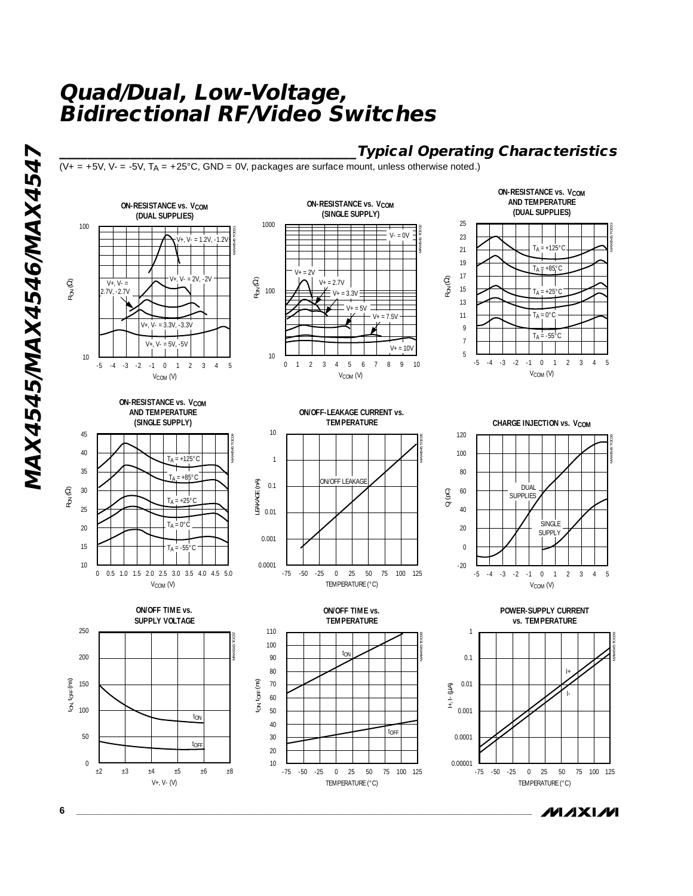## Typical Operating Characteristics

(V+ = +5V, V- = -5V, $T_A$ = +25°C, GND = 0V, packages are surface mount, unless otherwise noted.)

**ON-RESISTANCE vs. $V_{COM}$ (DUAL SUPPLIES)**

**ON-RESISTANCE vs. $V_{COM}$ (SINGLE SUPPLY)**

**ON-RESISTANCE vs. $V_{COM}$ AND TEMPERATURE (DUAL SUPPLIES)**

**ON-RESISTANCE vs. $V_{COM}$ AND TEMPERATURE (SINGLE SUPPLY)**

**ON/OFF-LEAKAGE CURRENT vs. TEMPERATURE**

**CHARGE INJECTION vs. $V_{COM}$**

**ON/OFF TIME vs. SUPPLY VOLTAGE**

**ON/OFF TIME vs. TEMPERATURE**

**POWER-SUPPLY CURRENT vs. TEMPERATURE**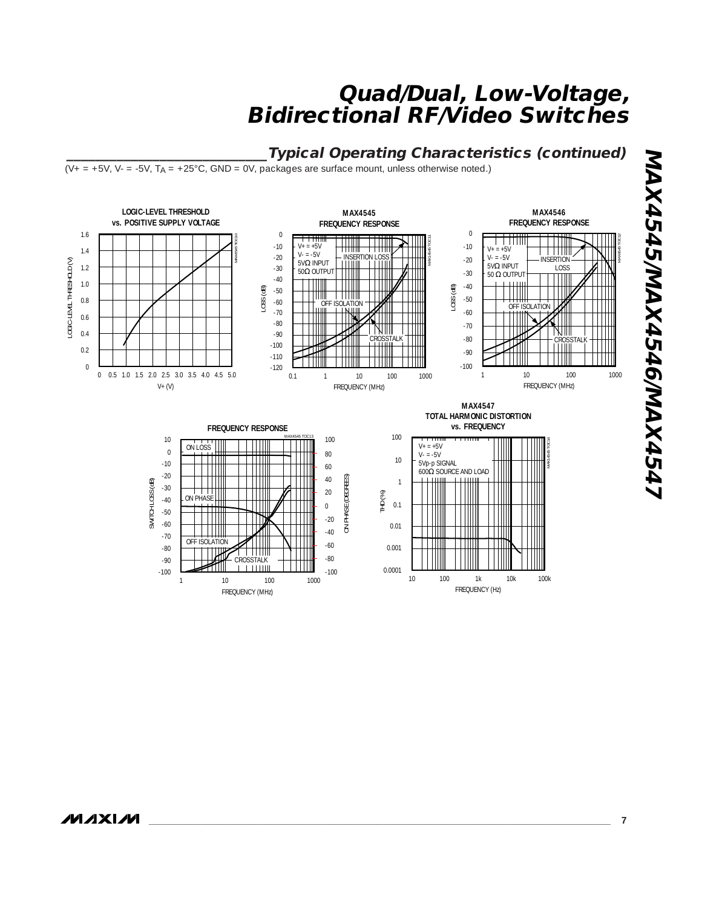## Typical Operating Characteristics (continued)

(V+ = +5V, V- = -5V, $T_A$ = +25°C, GND = 0V, packages are surface mount, unless otherwise noted.)

**LOGIC-LEVEL THRESHOLD vs. POSITIVE SUPPLY VOLTAGE**

**MAX4545 FREQUENCY RESPONSE**

**MAX4546 FREQUENCY RESPONSE**

**FREQUENCY RESPONSE**

**MAX4547 TOTAL HARMONIC DISTORTION vs. FREQUENCY**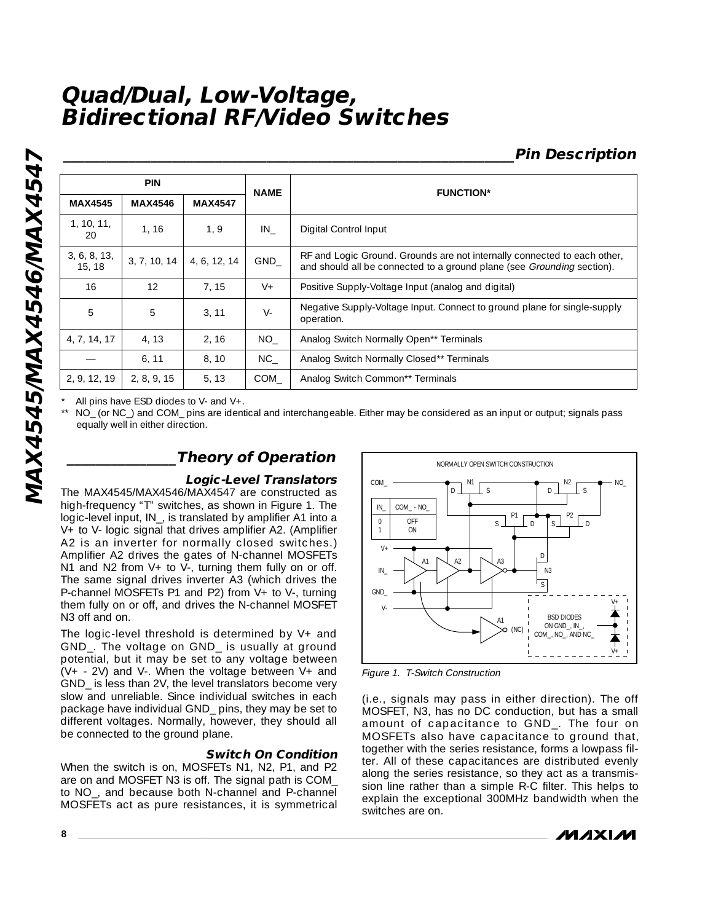# Quad/Dual, Low-Voltage, Bidirectional RF/Video Switches

## Pin Description

| PIN | | | NAME | FUNCTION* |
|---|---|---|---|---|
| MAX4545 | MAX4546 | MAX4547 | | |
| 1, 10, 11, 20 | 1, 16 | 1, 9 | IN_ | Digital Control Input |
| 3, 6, 8, 13, 15, 18 | 3, 7, 10, 14 | 4, 6, 12, 14 | GND_ | RF and Logic Ground. Grounds are not internally connected to each other, and should all be connected to a ground plane (see *Grounding* section). |
| 16 | 12 | 7, 15 | V+ | Positive Supply-Voltage Input (analog and digital) |
| 5 | 5 | 3, 11 | V- | Negative Supply-Voltage Input. Connect to ground plane for single-supply operation. |
| 4, 7, 14, 17 | 4, 13 | 2, 16 | NO_ | Analog Switch Normally Open** Terminals |
| — | 6, 11 | 8, 10 | NC_ | Analog Switch Normally Closed** Terminals |
| 2, 9, 12, 19 | 2, 8, 9, 15 | 5, 13 | COM_ | Analog Switch Common** Terminals |

\* All pins have ESD diodes to V- and V+.

\*\* NO_ (or NC_) and COM_ pins are identical and interchangeable. Either may be considered as an input or output; signals pass equally well in either direction.

## Theory of Operation

### Logic-Level Translators

The MAX4545/MAX4546/MAX4547 are constructed as high-frequency "T" switches, as shown in Figure 1. The logic-level input, IN_, is translated by amplifier A1 into a V+ to V- logic signal that drives amplifier A2. (Amplifier A2 is an inverter for normally closed switches.) Amplifier A2 drives the gates of N-channel MOSFETs N1 and N2 from V+ to V-, turning them fully on or off. The same signal drives inverter A3 (which drives the P-channel MOSFETs P1 and P2) from V+ to V-, turning them fully on or off, and drives the N-channel MOSFET N3 off and on.

The logic-level threshold is determined by V+ and GND_. The voltage on GND_ is usually at ground potential, but it may be set to any voltage between (V+ - 2V) and V-. When the voltage between V+ and GND_ is less than 2V, the level translators become very slow and unreliable. Since individual switches in each package have individual GND_ pins, they may be set to different voltages. Normally, however, they should all be connected to the ground plane.

### Switch On Condition

When the switch is on, MOSFETs N1, N2, P1, and P2 are on and MOSFET N3 is off. The signal path is COM_ to NO_, and because both N-channel and P-channel MOSFETs act as pure resistances, it is symmetrical (i.e., signals may pass in either direction). The off MOSFET, N3, has no DC conduction, but has a small amount of capacitance to GND_. The four on MOSFETs also have capacitance to ground that, together with the series resistance, forms a lowpass filter. All of these capacitances are distributed evenly along the series resistance, so they act as a transmission line rather than a simple R-C filter. This helps to explain the exceptional 300MHz bandwidth when the switches are on.

NORMALLY OPEN SWITCH CONSTRUCTION

| IN_ | COM_ - NO_ |
|---|---|
| 0 | OFF |
| 1 | ON |

*Figure 1. T-Switch Construction*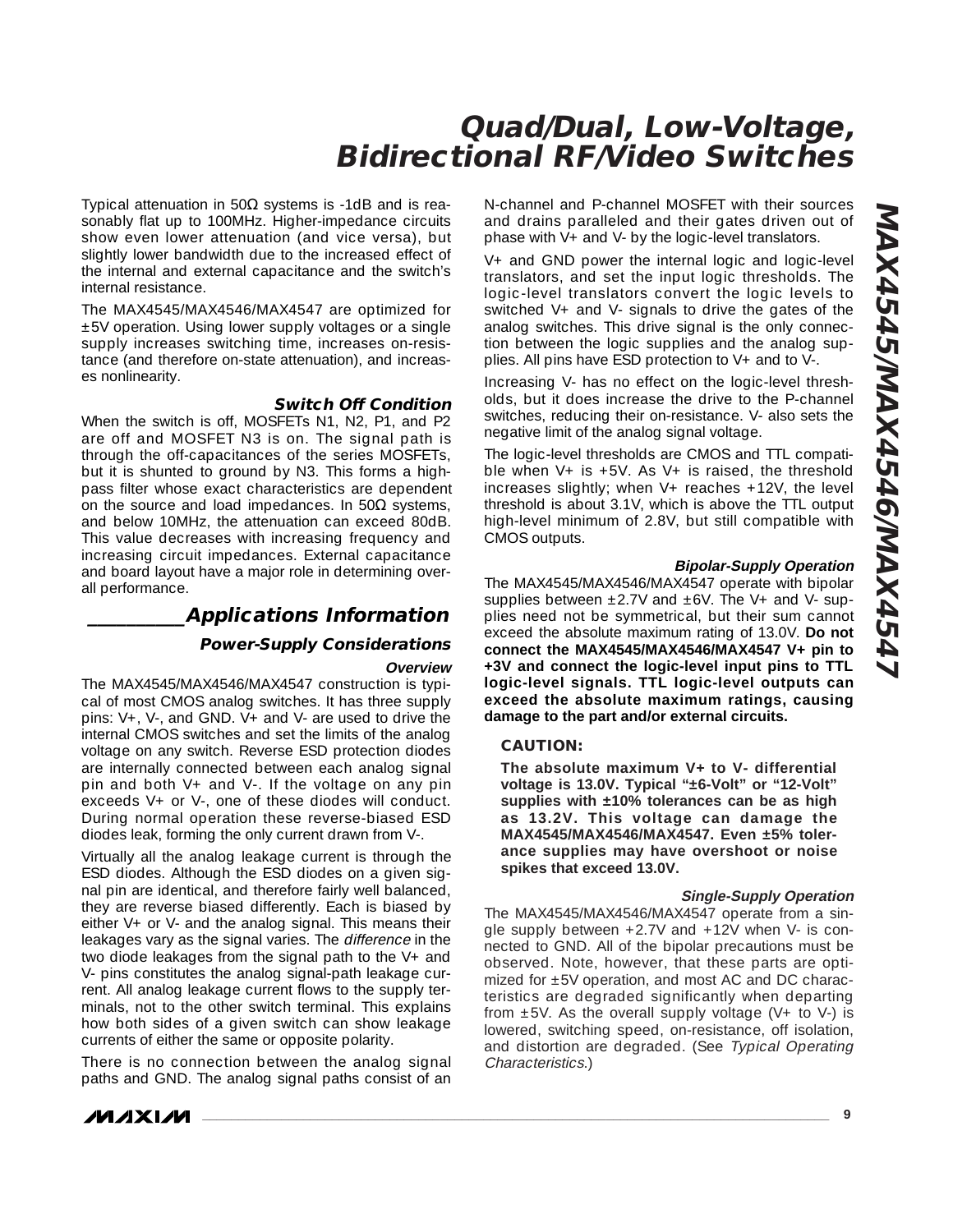Typical attenuation in 50Ω systems is -1dB and is reasonably flat up to 100MHz. Higher-impedance circuits show even lower attenuation (and vice versa), but slightly lower bandwidth due to the increased effect of the internal and external capacitance and the switch's internal resistance.

The MAX4545/MAX4546/MAX4547 are optimized for ±5V operation. Using lower supply voltages or a single supply increases switching time, increases on-resistance (and therefore on-state attenuation), and increases nonlinearity.

### Switch Off Condition

When the switch is off, MOSFETs N1, N2, P1, and P2 are off and MOSFET N3 is on. The signal path is through the off-capacitances of the series MOSFETs, but it is shunted to ground by N3. This forms a highpass filter whose exact characteristics are dependent on the source and load impedances. In 50Ω systems, and below 10MHz, the attenuation can exceed 80dB. This value decreases with increasing frequency and increasing circuit impedances. External capacitance and board layout have a major role in determining overall performance.

## Applications Information

### Power-Supply Considerations

#### Overview

The MAX4545/MAX4546/MAX4547 construction is typical of most CMOS analog switches. It has three supply pins: V+, V-, and GND. V+ and V- are used to drive the internal CMOS switches and set the limits of the analog voltage on any switch. Reverse ESD protection diodes are internally connected between each analog signal pin and both V+ and V-. If the voltage on any pin exceeds V+ or V-, one of these diodes will conduct. During normal operation these reverse-biased ESD diodes leak, forming the only current drawn from V-.

Virtually all the analog leakage current is through the ESD diodes. Although the ESD diodes on a given signal pin are identical, and therefore fairly well balanced, they are reverse biased differently. Each is biased by either V+ or V- and the analog signal. This means their leakages vary as the signal varies. The *difference* in the two diode leakages from the signal path to the V+ and V- pins constitutes the analog signal-path leakage current. All analog leakage current flows to the supply terminals, not to the other switch terminal. This explains how both sides of a given switch can show leakage currents of either the same or opposite polarity.

There is no connection between the analog signal paths and GND. The analog signal paths consist of an N-channel and P-channel MOSFET with their sources and drains paralleled and their gates driven out of phase with V+ and V- by the logic-level translators.

V+ and GND power the internal logic and logic-level translators, and set the input logic thresholds. The logic-level translators convert the logic levels to switched V+ and V- signals to drive the gates of the analog switches. This drive signal is the only connection between the logic supplies and the analog supplies. All pins have ESD protection to V+ and to V-.

Increasing V- has no effect on the logic-level thresholds, but it does increase the drive to the P-channel switches, reducing their on-resistance. V- also sets the negative limit of the analog signal voltage.

The logic-level thresholds are CMOS and TTL compatible when V+ is +5V. As V+ is raised, the threshold increases slightly; when V+ reaches +12V, the level threshold is about 3.1V, which is above the TTL output high-level minimum of 2.8V, but still compatible with CMOS outputs.

#### Bipolar-Supply Operation

The MAX4545/MAX4546/MAX4547 operate with bipolar supplies between ±2.7V and ±6V. The V+ and V- supplies need not be symmetrical, but their sum cannot exceed the absolute maximum rating of 13.0V. **Do not connect the MAX4545/MAX4546/MAX4547 V+ pin to +3V and connect the logic-level input pins to TTL logic-level signals. TTL logic-level outputs can exceed the absolute maximum ratings, causing damage to the part and/or external circuits.**

**CAUTION:**

**The absolute maximum V+ to V- differential voltage is 13.0V. Typical "±6-Volt" or "12-Volt" supplies with ±10% tolerances can be as high as 13.2V. This voltage can damage the MAX4545/MAX4546/MAX4547. Even ±5% tolerance supplies may have overshoot or noise spikes that exceed 13.0V.**

#### Single-Supply Operation

The MAX4545/MAX4546/MAX4547 operate from a single supply between +2.7V and +12V when V- is connected to GND. All of the bipolar precautions must be observed. Note, however, that these parts are optimized for ±5V operation, and most AC and DC characteristics are degraded significantly when departing from ±5V. As the overall supply voltage (V+ to V-) is lowered, switching speed, on-resistance, off isolation, and distortion are degraded. (See *Typical Operating Characteristics*.)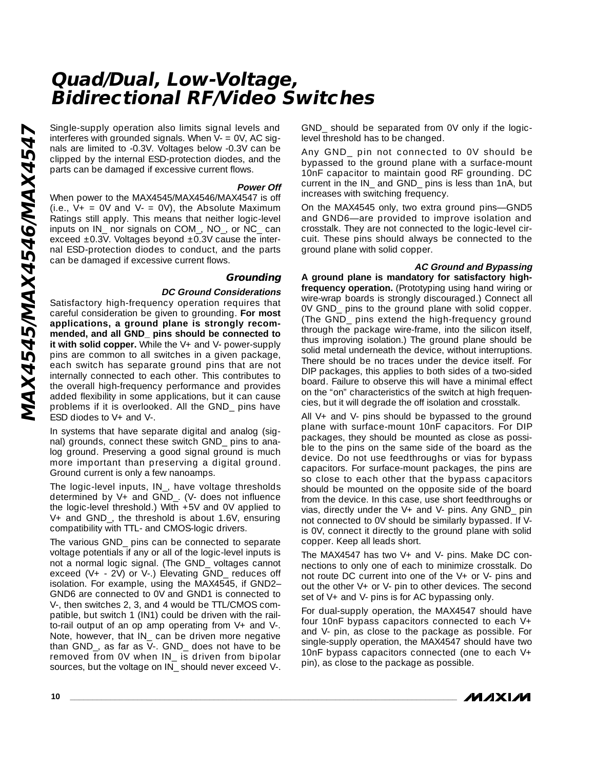Single-supply operation also limits signal levels and interferes with grounded signals. When V- = 0V, AC signals are limited to -0.3V. Voltages below -0.3V can be clipped by the internal ESD-protection diodes, and the parts can be damaged if excessive current flows.

#### Power Off

When power to the MAX4545/MAX4546/MAX4547 is off (i.e., V+ = 0V and V- = 0V), the Absolute Maximum Ratings still apply. This means that neither logic-level inputs on IN_ nor signals on COM_, NO_, or NC_ can exceed ±0.3V. Voltages beyond ±0.3V cause the internal ESD-protection diodes to conduct, and the parts can be damaged if excessive current flows.

### Grounding

#### DC Ground Considerations

Satisfactory high-frequency operation requires that careful consideration be given to grounding. **For most applications, a ground plane is strongly recommended, and all GND_ pins should be connected to it with solid copper.** While the V+ and V- power-supply pins are common to all switches in a given package, each switch has separate ground pins that are not internally connected to each other. This contributes to the overall high-frequency performance and provides added flexibility in some applications, but it can cause problems if it is overlooked. All the GND_ pins have ESD diodes to V+ and V-.

In systems that have separate digital and analog (signal) grounds, connect these switch GND_ pins to analog ground. Preserving a good signal ground is much more important than preserving a digital ground. Ground current is only a few nanoamps.

The logic-level inputs, IN_, have voltage thresholds determined by V+ and GND_. (V- does not influence the logic-level threshold.) With +5V and 0V applied to V+ and GND_, the threshold is about 1.6V, ensuring compatibility with TTL- and CMOS-logic drivers.

The various GND_ pins can be connected to separate voltage potentials if any or all of the logic-level inputs is not a normal logic signal. (The GND_ voltages cannot exceed (V+ - 2V) or V-.) Elevating GND_ reduces off isolation. For example, using the MAX4545, if GND2–GND6 are connected to 0V and GND1 is connected to V-, then switches 2, 3, and 4 would be TTL/CMOS compatible, but switch 1 (IN1) could be driven with the rail-to-rail output of an op amp operating from V+ and V-. Note, however, that IN_ can be driven more negative than GND_, as far as V-. GND_ does not have to be removed from 0V when IN_ is driven from bipolar sources, but the voltage on IN_ should never exceed V-. GND_ should be separated from 0V only if the logic-level threshold has to be changed.

Any GND_ pin not connected to 0V should be bypassed to the ground plane with a surface-mount 10nF capacitor to maintain good RF grounding. DC current in the IN_ and GND_ pins is less than 1nA, but increases with switching frequency.

On the MAX4545 only, two extra ground pins—GND5 and GND6—are provided to improve isolation and crosstalk. They are not connected to the logic-level circuit. These pins should always be connected to the ground plane with solid copper.

#### AC Ground and Bypassing

**A ground plane is mandatory for satisfactory high-frequency operation.** (Prototyping using hand wiring or wire-wrap boards is strongly discouraged.) Connect all 0V GND_ pins to the ground plane with solid copper. (The GND_ pins extend the high-frequency ground through the package wire-frame, into the silicon itself, thus improving isolation.) The ground plane should be solid metal underneath the device, without interruptions. There should be no traces under the device itself. For DIP packages, this applies to both sides of a two-sided board. Failure to observe this will have a minimal effect on the "on" characteristics of the switch at high frequencies, but it will degrade the off isolation and crosstalk.

All V+ and V- pins should be bypassed to the ground plane with surface-mount 10nF capacitors. For DIP packages, they should be mounted as close as possible to the pins on the same side of the board as the device. Do not use feedthroughs or vias for bypass capacitors. For surface-mount packages, the pins are so close to each other that the bypass capacitors should be mounted on the opposite side of the board from the device. In this case, use short feedthroughs or vias, directly under the V+ and V- pins. Any GND_ pin not connected to 0V should be similarly bypassed. If V- is 0V, connect it directly to the ground plane with solid copper. Keep all leads short.

The MAX4547 has two V+ and V- pins. Make DC connections to only one of each to minimize crosstalk. Do not route DC current into one of the V+ or V- pins and out the other V+ or V- pin to other devices. The second set of V+ and V- pins is for AC bypassing only.

For dual-supply operation, the MAX4547 should have four 10nF bypass capacitors connected to each V+ and V- pin, as close to the package as possible. For single-supply operation, the MAX4547 should have two 10nF bypass capacitors connected (one to each V+ pin), as close to the package as possible.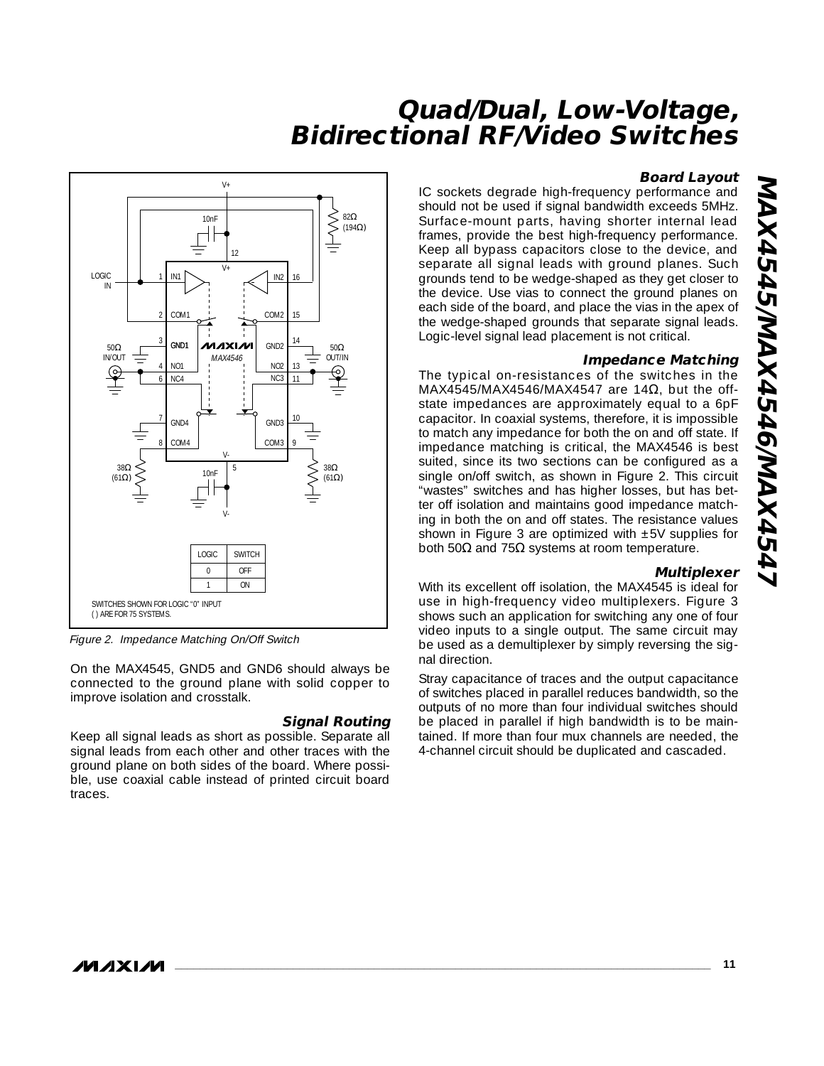Figure 2. Impedance Matching On/Off Switch

On the MAX4545, GND5 and GND6 should always be connected to the ground plane with solid copper to improve isolation and crosstalk.

### Signal Routing

Keep all signal leads as short as possible. Separate all signal leads from each other and other traces with the ground plane on both sides of the board. Where possible, use coaxial cable instead of printed circuit board traces.

### Board Layout

IC sockets degrade high-frequency performance and should not be used if signal bandwidth exceeds 5MHz. Surface-mount parts, having shorter internal lead frames, provide the best high-frequency performance. Keep all bypass capacitors close to the device, and separate all signal leads with ground planes. Such grounds tend to be wedge-shaped as they get closer to the device. Use vias to connect the ground planes on each side of the board, and place the vias in the apex of the wedge-shaped grounds that separate signal leads. Logic-level signal lead placement is not critical.

### Impedance Matching

The typical on-resistances of the switches in the MAX4545/MAX4546/MAX4547 are 14Ω, but the off-state impedances are approximately equal to a 6pF capacitor. In coaxial systems, therefore, it is impossible to match any impedance for both the on and off state. If impedance matching is critical, the MAX4546 is best suited, since its two sections can be configured as a single on/off switch, as shown in Figure 2. This circuit "wastes" switches and has higher losses, but has better off isolation and maintains good impedance matching in both the on and off states. The resistance values shown in Figure 3 are optimized with ±5V supplies for both 50Ω and 75Ω systems at room temperature.

### Multiplexer

With its excellent off isolation, the MAX4545 is ideal for use in high-frequency video multiplexers. Figure 3 shows such an application for switching any one of four video inputs to a single output. The same circuit may be used as a demultiplexer by simply reversing the signal direction.

Stray capacitance of traces and the output capacitance of switches placed in parallel reduces bandwidth, so the outputs of no more than four individual switches should be placed in parallel if high bandwidth is to be maintained. If more than four mux channels are needed, the 4-channel circuit should be duplicated and cascaded.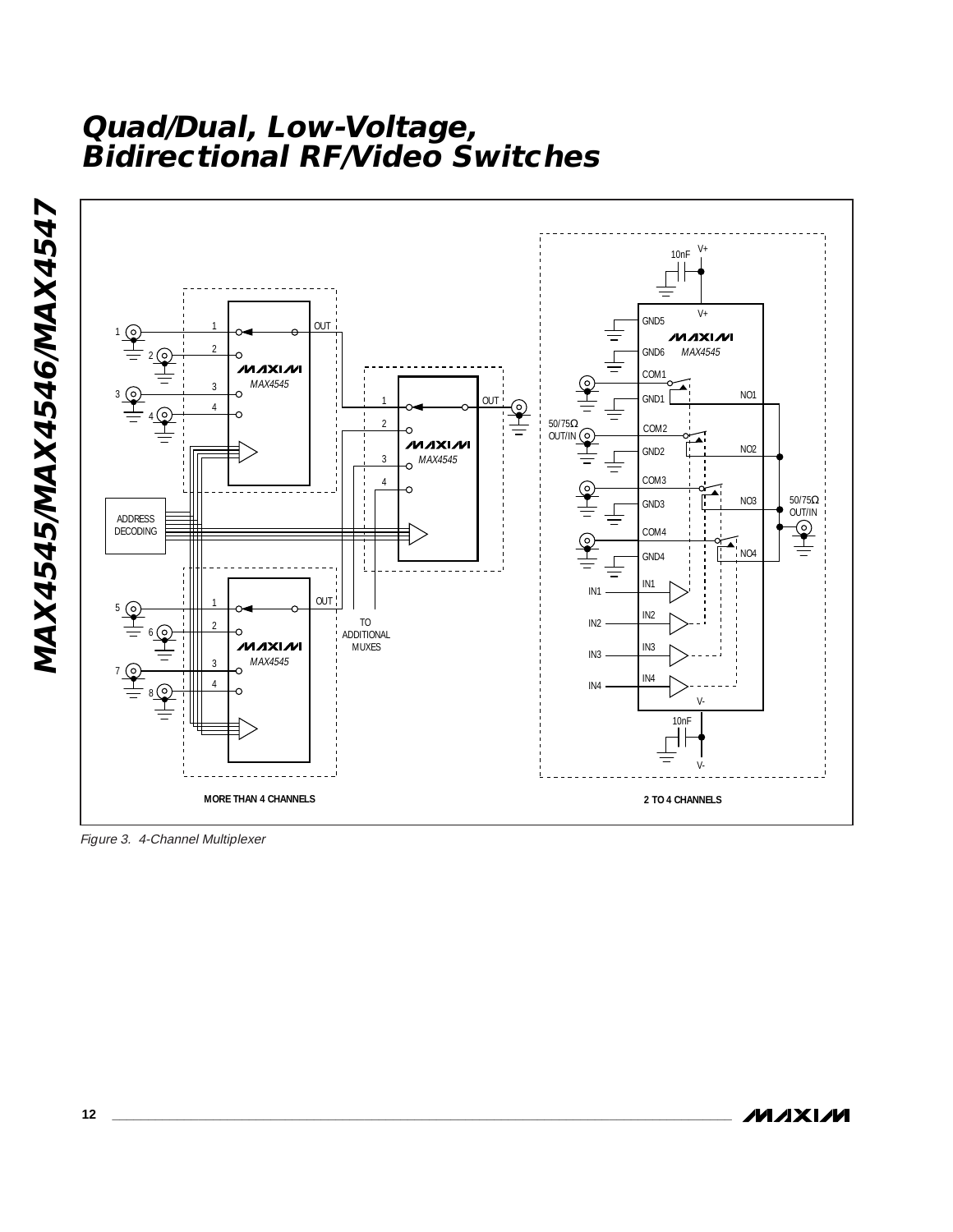Figure 3. 4-Channel Multiplexer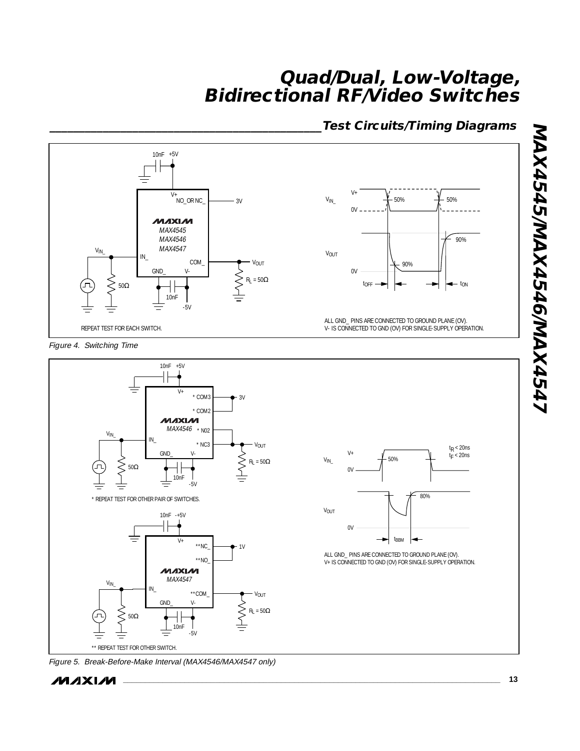## Test Circuits/Timing Diagrams

REPEAT TEST FOR EACH SWITCH.

ALL GND_ PINS ARE CONNECTED TO GROUND PLANE (0V).
V- IS CONNECTED TO GND (0V) FOR SINGLE-SUPPLY OPERATION.

*Figure 4. Switching Time*

\* REPEAT TEST FOR OTHER PAIR OF SWITCHES.

\*\* REPEAT TEST FOR OTHER SWITCH.

$t_R$ < 20ns
$t_F$ < 20ns

ALL GND_ PINS ARE CONNECTED TO GROUND PLANE (0V).
V+ IS CONNECTED TO GND (0V) FOR SINGLE-SUPPLY OPERATION.

*Figure 5. Break-Before-Make Interval (MAX4546/MAX4547 only)*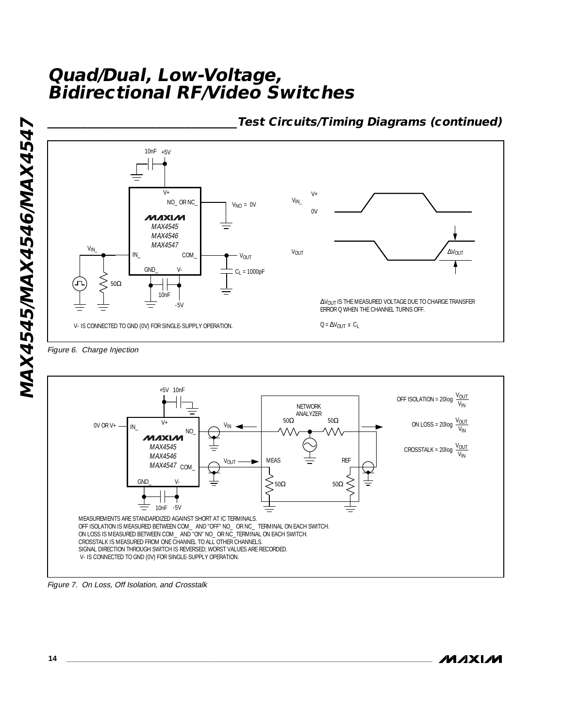## Test Circuits/Timing Diagrams (continued)

10nF +5V

V+

NO_ OR NC_

$V_{NO}$ = 0V

MAX4545
MAX4546
MAX4547

$V_{IN\_}$

IN_

COM_

$V_{OUT}$

GND_

V-

$C_L$ = 1000pF

50Ω

10nF

-5V

V- IS CONNECTED TO GND (0V) FOR SINGLE-SUPPLY OPERATION.

$V_{IN\_}$ V+ 0V

$V_{OUT}$

$\Delta V_{OUT}$

$\Delta V_{OUT}$ IS THE MEASURED VOLTAGE DUE TO CHARGE TRANSFER ERROR Q WHEN THE CHANNEL TURNS OFF.

$Q = \Delta V_{OUT} \times C_L$

*Figure 6. Charge Injection*

+5V 10nF

V+

0V OR V+ IN_

NO_

MAX4545
MAX4546
MAX4547 COM_

GND_ V-

10nF -5V

$V_{IN}$

$V_{OUT}$

NETWORK ANALYZER

50Ω 50Ω

MEAS REF

50Ω 50Ω

$$\text{OFF ISOLATION} = 20\log \frac{V_{OUT}}{V_{IN}}$$

$$\text{ON LOSS} = 20\log \frac{V_{OUT}}{V_{IN}}$$

$$\text{CROSSTALK} = 20\log \frac{V_{OUT}}{V_{IN}}$$

MEASUREMENTS ARE STANDARDIZED AGAINST SHORT AT IC TERMINALS.
OFF ISOLATION IS MEASURED BETWEEN COM_ AND "OFF" NO_ OR NC_ TERMINAL ON EACH SWITCH.
ON LOSS IS MEASURED BETWEEN COM_ AND "ON" NO_ OR NC_TERMINAL ON EACH SWITCH.
CROSSTALK IS MEASURED FROM ONE CHANNEL TO ALL OTHER CHANNELS.
SIGNAL DIRECTION THROUGH SWITCH IS REVERSED; WORST VALUES ARE RECORDED.
V- IS CONNECTED TO GND (0V) FOR SINGLE-SUPPLY OPERATION.

*Figure 7. On Loss, Off Isolation, and Crosstalk*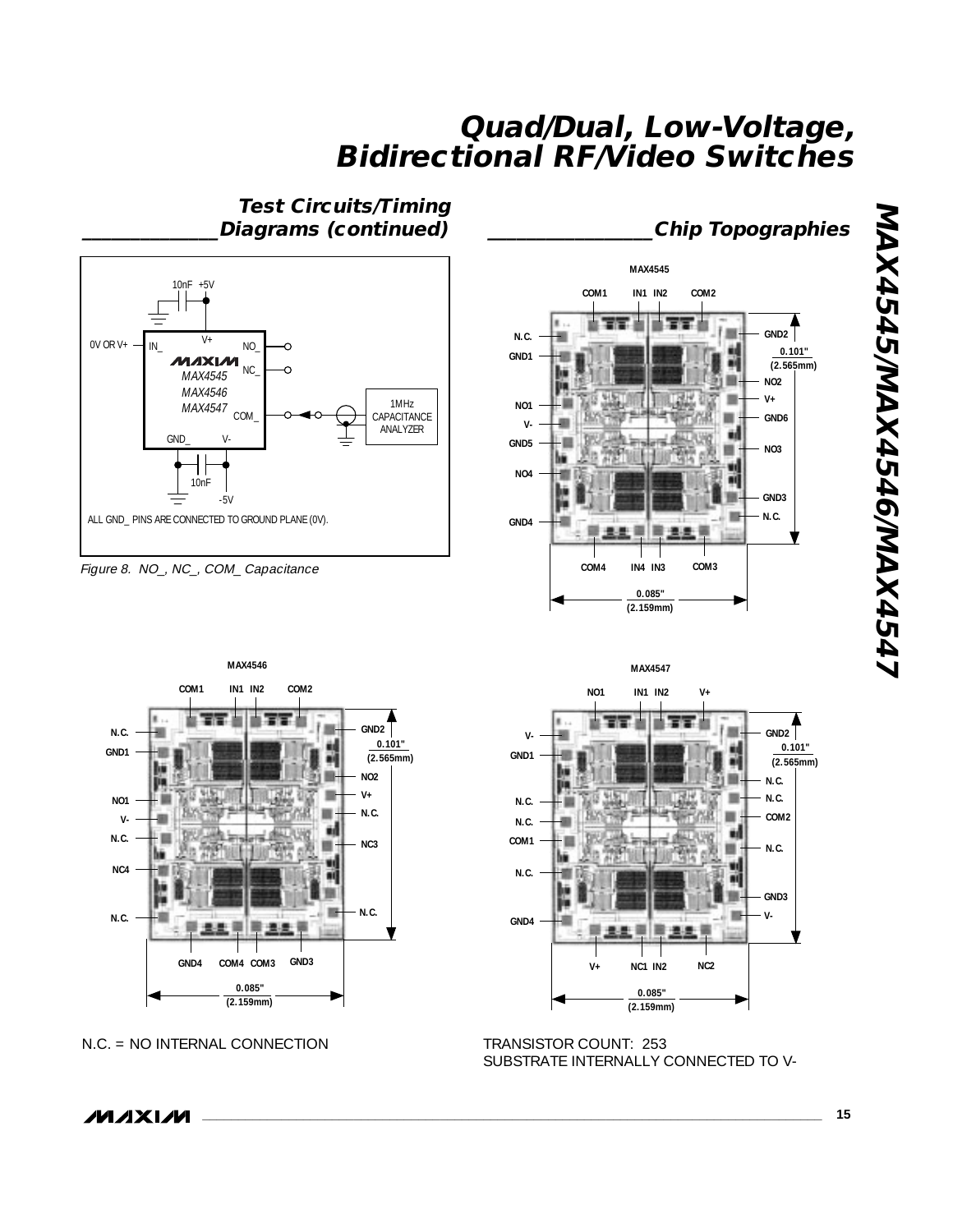## Test Circuits/Timing Diagrams (continued)

ALL GND_ PINS ARE CONNECTED TO GROUND PLANE (0V).

*Figure 8. NO_, NC_, COM_ Capacitance*

## Chip Topographies

N.C. = NO INTERNAL CONNECTION

TRANSISTOR COUNT: 253
SUBSTRATE INTERNALLY CONNECTED TO V-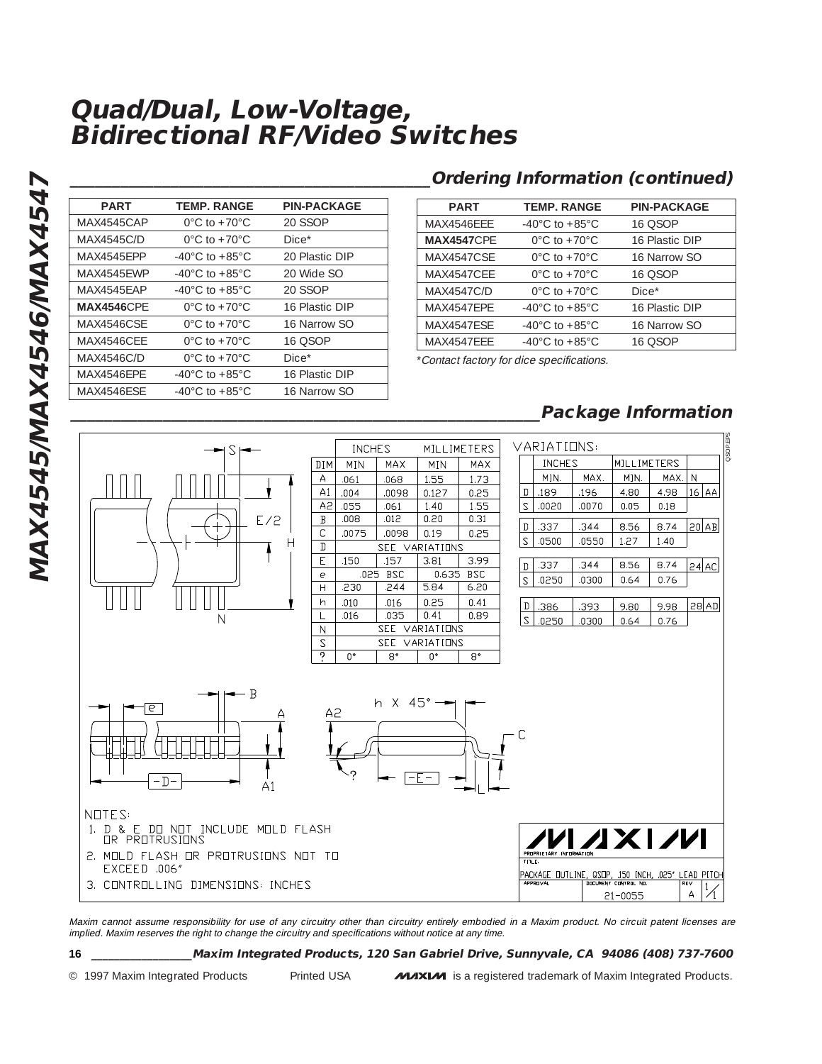## Ordering Information (continued)

| PART | TEMP. RANGE | PIN-PACKAGE |
|---|---|---|
| MAX4545CAP | 0°C to +70°C | 20 SSOP |
| MAX4545C/D | 0°C to +70°C | Dice* |
| MAX4545EPP | -40°C to +85°C | 20 Plastic DIP |
| MAX4545EWP | -40°C to +85°C | 20 Wide SO |
| MAX4545EAP | -40°C to +85°C | 20 SSOP |
| **MAX4546**CPE | 0°C to +70°C | 16 Plastic DIP |
| MAX4546CSE | 0°C to +70°C | 16 Narrow SO |
| MAX4546CEE | 0°C to +70°C | 16 QSOP |
| MAX4546C/D | 0°C to +70°C | Dice* |
| MAX4546EPE | -40°C to +85°C | 16 Plastic DIP |
| MAX4546ESE | -40°C to +85°C | 16 Narrow SO |
| MAX4546EEE | -40°C to +85°C | 16 QSOP |
| **MAX4547**CPE | 0°C to +70°C | 16 Plastic DIP |
| MAX4547CSE | 0°C to +70°C | 16 Narrow SO |
| MAX4547CEE | 0°C to +70°C | 16 QSOP |
| MAX4547C/D | 0°C to +70°C | Dice* |
| MAX4547EPE | -40°C to +85°C | 16 Plastic DIP |
| MAX4547ESE | -40°C to +85°C | 16 Narrow SO |
| MAX4547EEE | -40°C to +85°C | 16 QSOP |

*Contact factory for dice specifications.*

## Package Information

| DIM | INCHES MIN | INCHES MAX | MILLIMETERS MIN | MILLIMETERS MAX |
|---|---|---|---|---|
| A | .061 | .068 | 1.55 | 1.73 |
| A1 | .004 | .0098 | 0.127 | 0.25 |
| A2 | .055 | .061 | 1.40 | 1.55 |
| B | .008 | .012 | 0.20 | 0.31 |
| C | .0075 | .0098 | 0.19 | 0.25 |
| D | SEE VARIATIONS | | | |
| E | .150 | .157 | 3.81 | 3.99 |
| e | .025 BSC | | 0.635 BSC | |
| H | .230 | .244 | 5.84 | 6.20 |
| h | .010 | .016 | 0.25 | 0.41 |
| L | .016 | .035 | 0.41 | 0.89 |
| N | SEE VARIATIONS | | | |
| S | SEE VARIATIONS | | | |
| ? | 0° | 8° | 0° | 8° |

VARIATIONS:

| | INCHES MIN. | INCHES MAX. | MILLIMETERS MIN. | MILLIMETERS MAX. | N | |
|---|---|---|---|---|---|---|
| D | .189 | .196 | 4.80 | 4.98 | 16 | AA |
| S | .0020 | .0070 | 0.05 | 0.18 | | |
| D | .337 | .344 | 8.56 | 8.74 | 20 | AB |
| S | .0500 | .0550 | 1.27 | 1.40 | | |
| D | .337 | .344 | 8.56 | 8.74 | 24 | AC |
| S | .0250 | .0300 | 0.64 | 0.76 | | |
| D | .386 | .393 | 9.80 | 9.98 | 28 | AD |
| S | .0250 | .0300 | 0.64 | 0.76 | | |

S
E/2
H
N
B
e
A
A1
D
h X 45°
A2
C
?
E
L

NOTES:
1. D & E DO NOT INCLUDE MOLD FLASH OR PROTRUSIONS
2. MOLD FLASH OR PROTRUSIONS NOT TO EXCEED .006"
3. CONTROLLING DIMENSIONS: INCHES

MAXIM
PROPRIETARY INFORMATION
TITLE:
PACKAGE OUTLINE, QSOP, .150 INCH, .025" LEAD PITCH
APPROVAL
DOCUMENT CONTROL NO. 21-0055
REV A
1/1

QSOP.EPS

*Maxim cannot assume responsibility for use of any circuitry other than circuitry entirely embodied in a Maxim product. No circuit patent licenses are implied. Maxim reserves the right to change the circuitry and specifications without notice at any time.*

***Maxim Integrated Products, 120 San Gabriel Drive, Sunnyvale, CA 94086 (408) 737-7600***

© 1997 Maxim Integrated Products Printed USA MAXIM is a registered trademark of Maxim Integrated Products.